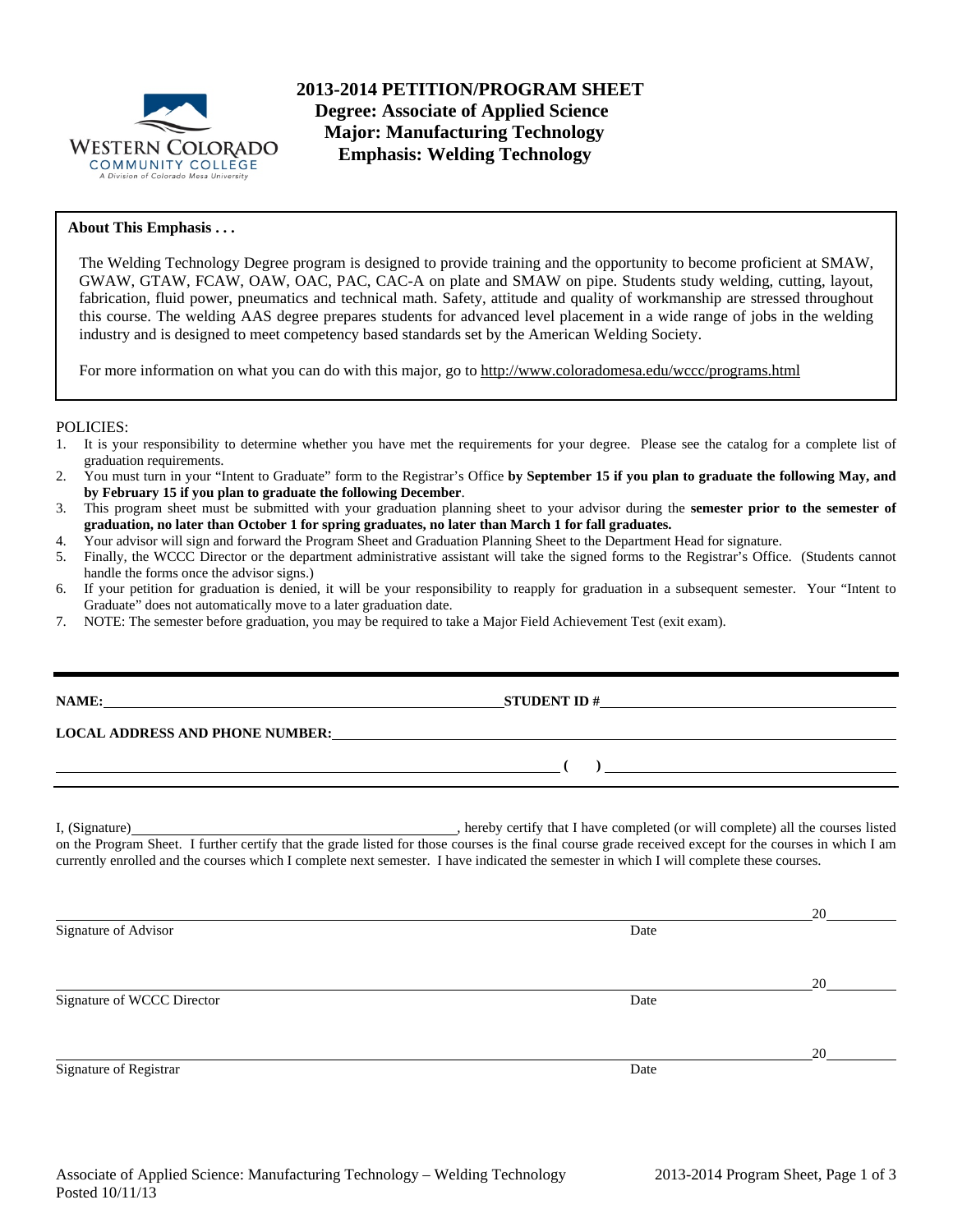# 2013-2014 PETITION/PROGRAM SHEET

## Degree: Associate of Applied Science
## Major: Manufacturing Technology
## Emphasis: Welding Technology

**About This Emphasis . . .**

The Welding Technology Degree program is designed to provide training and the opportunity to become proficient at SMAW, GWAW, GTAW, FCAW, OAW, OAC, PAC, CAC-A on plate and SMAW on pipe. Students study welding, cutting, layout, fabrication, fluid power, pneumatics and technical math. Safety, attitude and quality of workmanship are stressed throughout this course. The welding AAS degree prepares students for advanced level placement in a wide range of jobs in the welding industry and is designed to meet competency based standards set by the American Welding Society.

For more information on what you can do with this major, go to http://www.coloradomesa.edu/wccc/programs.html

POLICIES:

1. It is your responsibility to determine whether you have met the requirements for your degree. Please see the catalog for a complete list of graduation requirements.
2. You must turn in your "Intent to Graduate" form to the Registrar's Office **by September 15 if you plan to graduate the following May, and by February 15 if you plan to graduate the following December**.
3. This program sheet must be submitted with your graduation planning sheet to your advisor during the **semester prior to the semester of graduation, no later than October 1 for spring graduates, no later than March 1 for fall graduates.**
4. Your advisor will sign and forward the Program Sheet and Graduation Planning Sheet to the Department Head for signature.
5. Finally, the WCCC Director or the department administrative assistant will take the signed forms to the Registrar's Office. (Students cannot handle the forms once the advisor signs.)
6. If your petition for graduation is denied, it will be your responsibility to reapply for graduation in a subsequent semester. Your "Intent to Graduate" does not automatically move to a later graduation date.
7. NOTE: The semester before graduation, you may be required to take a Major Field Achievement Test (exit exam).

**NAME:** ______________________________ **STUDENT ID #** ______________________________

**LOCAL ADDRESS AND PHONE NUMBER:** ______________________________

______________________________ **(   )** ______________________________

I, (Signature) ______________________________, hereby certify that I have completed (or will complete) all the courses listed on the Program Sheet. I further certify that the grade listed for those courses is the final course grade received except for the courses in which I am currently enrolled and the courses which I complete next semester. I have indicated the semester in which I will complete these courses.

______________________________ 20______
Signature of Advisor &nbsp;&nbsp;&nbsp;&nbsp;&nbsp;&nbsp;&nbsp;&nbsp; Date

______________________________ 20______
Signature of WCCC Director &nbsp;&nbsp;&nbsp;&nbsp;&nbsp;&nbsp;&nbsp;&nbsp; Date

______________________________ 20______
Signature of Registrar &nbsp;&nbsp;&nbsp;&nbsp;&nbsp;&nbsp;&nbsp;&nbsp; Date

Associate of Applied Science: Manufacturing Technology – Welding Technology
Posted 10/11/13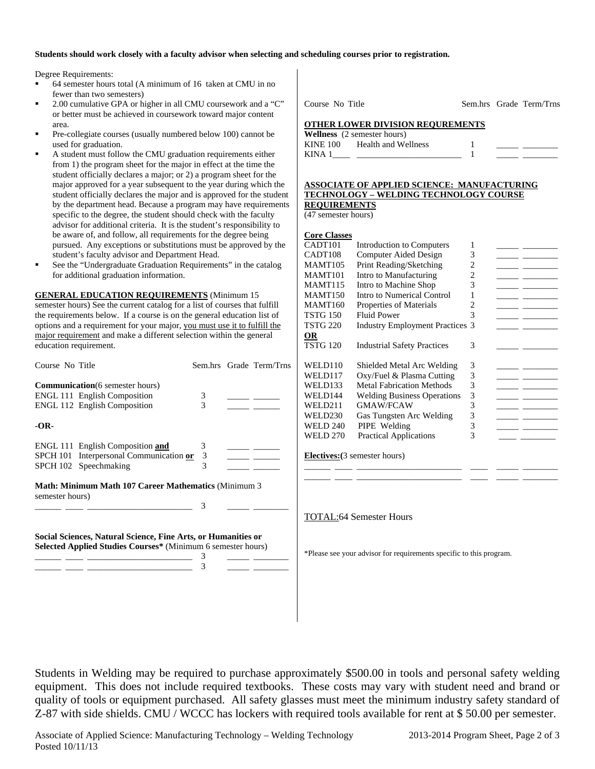**Students should work closely with a faculty advisor when selecting and scheduling courses prior to registration.**

Degree Requirements:

- 64 semester hours total (A minimum of 16 taken at CMU in no fewer than two semesters)
- 2.00 cumulative GPA or higher in all CMU coursework and a "C" or better must be achieved in coursework toward major content area.
- Pre-collegiate courses (usually numbered below 100) cannot be used for graduation.
- A student must follow the CMU graduation requirements either from 1) the program sheet for the major in effect at the time the student officially declares a major; or 2) a program sheet for the major approved for a year subsequent to the year during which the student officially declares the major and is approved for the student by the department head. Because a program may have requirements specific to the degree, the student should check with the faculty advisor for additional criteria. It is the student's responsibility to be aware of, and follow, all requirements for the degree being pursued. Any exceptions or substitutions must be approved by the student's faculty advisor and Department Head.
- See the "Undergraduate Graduation Requirements" in the catalog for additional graduation information.

**GENERAL EDUCATION REQUIREMENTS** (Minimum 15 semester hours) See the current catalog for a list of courses that fulfill the requirements below. If a course is on the general education list of options and a requirement for your major, you must use it to fulfill the major requirement and make a different selection within the general education requirement.

| Course No | Title | Sem.hrs | Grade | Term/Trns |
|---|---|---|---|---|
| **Communication** (6 semester hours) | | | | |
| ENGL 111 | English Composition | 3 | _____ | ______ |
| ENGL 112 | English Composition | 3 | _____ | ______ |
| **-OR-** | | | | |
| ENGL 111 | English Composition **and** | 3 | _____ | ______ |
| SPCH 101 | Interpersonal Communication **or** | 3 | _____ | ______ |
| SPCH 102 | Speechmaking | 3 | _____ | ______ |
| **Math: Minimum Math 107 Career Mathematics** (Minimum 3 semester hours) | | | | |
| ______ ____ | _______________________ | 3 | _____ | ________ |
| **Social Sciences, Natural Science, Fine Arts, or Humanities or Selected Applied Studies Courses*** (Minimum 6 semester hours) | | | | |
| ______ ____ | _______________________ | 3 | _____ | ________ |
| ______ ____ | _______________________ | 3 | _____ | ________ |

| Course No | Title | Sem.hrs | Grade | Term/Trns |
|---|---|---|---|---|
| **OTHER LOWER DIVISION REQUREMENTS** | | | | |
| **Wellness** (2 semester hours) | | | | |
| KINE 100 | Health and Wellness | 1 | _____ | ________ |
| KINA 1____ | ________________________ | 1 | _____ | ________ |

**ASSOCIATE OF APPLIED SCIENCE: MANUFACTURING TECHNOLOGY – WELDING TECHNOLOGY COURSE REQUIREMENTS**
(47 semester hours)

| Course No | Title | Sem.hrs | Grade | Term/Trns |
|---|---|---|---|---|
| **Core Classes** | | | | |
| CADT101 | Introduction to Computers | 1 | _____ | ________ |
| CADT108 | Computer Aided Design | 3 | _____ | ________ |
| MAMT105 | Print Reading/Sketching | 2 | _____ | ________ |
| MAMT101 | Intro to Manufacturing | 2 | _____ | ________ |
| MAMT115 | Intro to Machine Shop | 3 | _____ | ________ |
| MAMT150 | Intro to Numerical Control | 1 | _____ | ________ |
| MAMT160 | Properties of Materials | 2 | _____ | ________ |
| TSTG 150 | Fluid Power | 3 | _____ | ________ |
| TSTG 220 | Industry Employment Practices | 3 | _____ | ________ |
| **OR** | | | | |
| TSTG 120 | Industrial Safety Practices | 3 | _____ | ________ |
| WELD110 | Shielded Metal Arc Welding | 3 | _____ | ________ |
| WELD117 | Oxy/Fuel & Plasma Cutting | 3 | _____ | ________ |
| WELD133 | Metal Fabrication Methods | 3 | _____ | ________ |
| WELD144 | Welding Business Operations | 3 | _____ | ________ |
| WELD211 | GMAW/FCAW | 3 | _____ | ________ |
| WELD230 | Gas Tungsten Arc Welding | 3 | _____ | ________ |
| WELD 240 | PIPE Welding | 3 | _____ | ________ |
| WELD 270 | Practical Applications | 3 | ____ | ________ |
| **Electives:** (3 semester hours) | | | | |
| ______ ____ | _______________________ | ____ | _____ | ________ |
| ______ ____ | _______________________ | ____ | _____ | ________ |

TOTAL: 64 Semester Hours

*Please see your advisor for requirements specific to this program.

Students in Welding may be required to purchase approximately $500.00 in tools and personal safety welding equipment. This does not include required textbooks. These costs may vary with student need and brand or quality of tools or equipment purchased. All safety glasses must meet the minimum industry safety standard of Z-87 with side shields. CMU / WCCC has lockers with required tools available for rent at $ 50.00 per semester.

Posted 10/11/13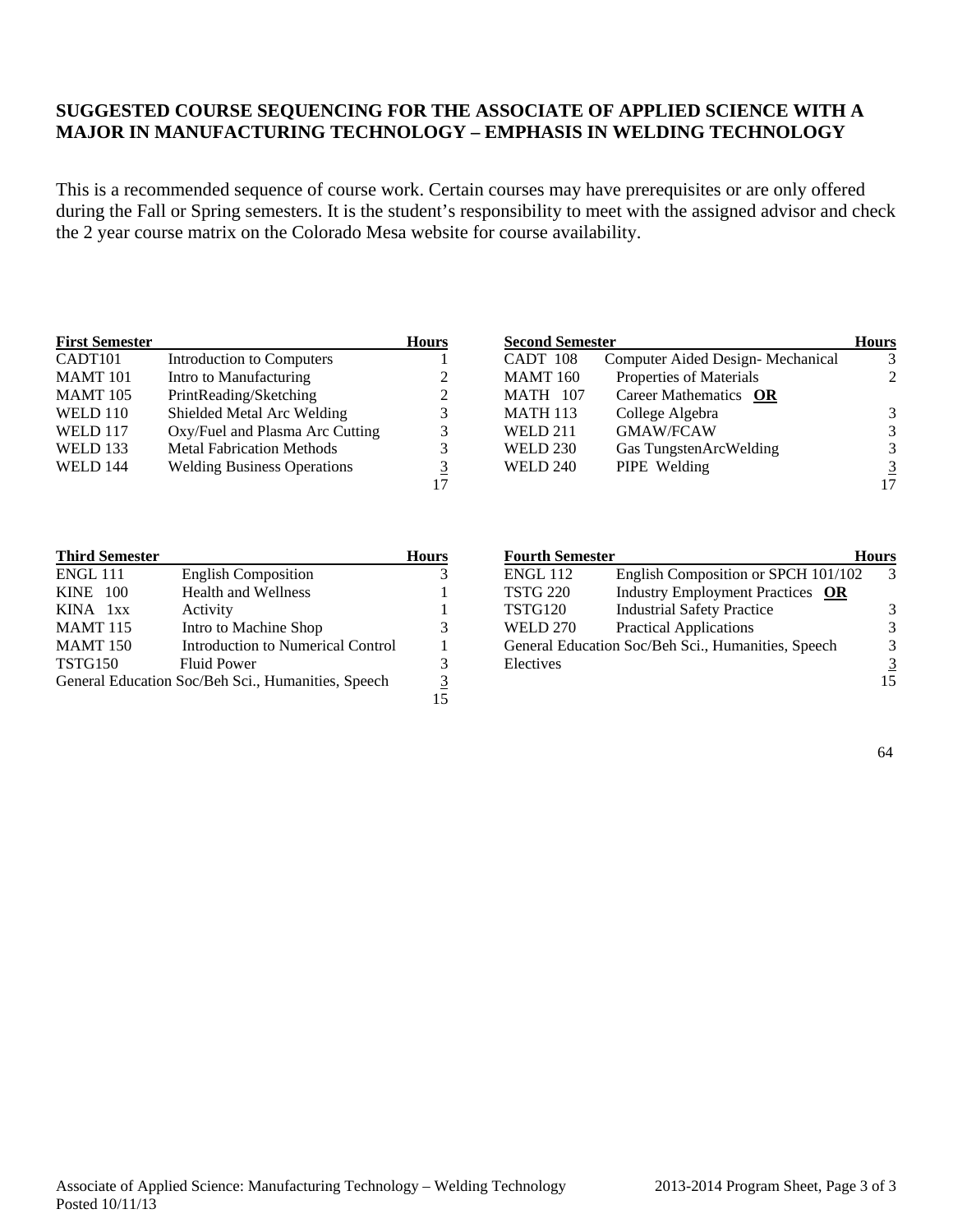**SUGGESTED COURSE SEQUENCING FOR THE ASSOCIATE OF APPLIED SCIENCE WITH A MAJOR IN MANUFACTURING TECHNOLOGY – EMPHASIS IN WELDING TECHNOLOGY**

This is a recommended sequence of course work. Certain courses may have prerequisites or are only offered during the Fall or Spring semesters. It is the student's responsibility to meet with the assigned advisor and check the 2 year course matrix on the Colorado Mesa website for course availability.

| First Semester | | Hours |
|---|---|---|
| CADT101 | Introduction to Computers | 1 |
| MAMT 101 | Intro to Manufacturing | 2 |
| MAMT 105 | PrintReading/Sketching | 2 |
| WELD 110 | Shielded Metal Arc Welding | 3 |
| WELD 117 | Oxy/Fuel and Plasma Arc Cutting | 3 |
| WELD 133 | Metal Fabrication Methods | 3 |
| WELD 144 | Welding Business Operations | 3 |
| | | 17 |

| Second Semester | | Hours |
|---|---|---|
| CADT 108 | Computer Aided Design- Mechanical | 3 |
| MAMT 160 | Properties of Materials | 2 |
| MATH 107 | Career Mathematics **OR** | |
| MATH 113 | College Algebra | 3 |
| WELD 211 | GMAW/FCAW | 3 |
| WELD 230 | Gas TungstenArcWelding | 3 |
| WELD 240 | PIPE Welding | 3 |
| | | 17 |

| Third Semester | | Hours |
|---|---|---|
| ENGL 111 | English Composition | 3 |
| KINE 100 | Health and Wellness | 1 |
| KINA 1xx | Activity | 1 |
| MAMT 115 | Intro to Machine Shop | 3 |
| MAMT 150 | Introduction to Numerical Control | 1 |
| TSTG150 | Fluid Power | 3 |
| General Education Soc/Beh Sci., Humanities, Speech | | 3 |
| | | 15 |

| Fourth Semester | | Hours |
|---|---|---|
| ENGL 112 | English Composition or SPCH 101/102 | 3 |
| TSTG 220 | Industry Employment Practices **OR** | |
| TSTG120 | Industrial Safety Practice | 3 |
| WELD 270 | Practical Applications | 3 |
| General Education Soc/Beh Sci., Humanities, Speech | | 3 |
| Electives | | 3 |
| | | 15 |

64

Associate of Applied Science: Manufacturing Technology – Welding Technology
Posted 10/11/13